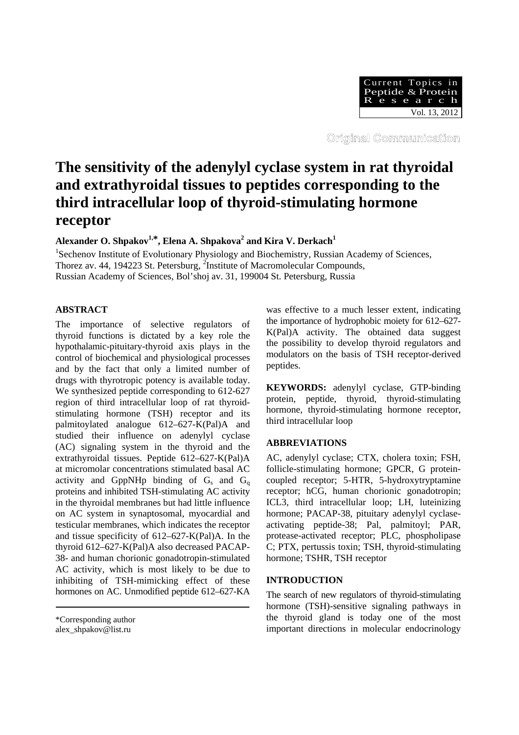Original Communication

# The sensitivity of the adenylyl cyclase system in rat thyroidal and extrathyroidal tissues to peptides corresponding to the third intracellular loop of thyroid-stimulating hormone receptor

**Alexander O. Shpakov[1,*], Elena A. Shpakova[2] and Kira V. Derkach[1]**

[1]Sechenov Institute of Evolutionary Physiology and Biochemistry, Russian Academy of Sciences, Thorez av. 44, 194223 St. Petersburg, [2]Institute of Macromolecular Compounds, Russian Academy of Sciences, Bol'shoj av. 31, 199004 St. Petersburg, Russia

## ABSTRACT

The importance of selective regulators of thyroid functions is dictated by a key role the hypothalamic-pituitary-thyroid axis plays in the control of biochemical and physiological processes and by the fact that only a limited number of drugs with thyrotropic potency is available today. We synthesized peptide corresponding to 612-627 region of third intracellular loop of rat thyroid-stimulating hormone (TSH) receptor and its palmitoylated analogue 612–627-K(Pal)A and studied their influence on adenylyl cyclase (AC) signaling system in the thyroid and the extrathyroidal tissues. Peptide 612–627-K(Pal)A at micromolar concentrations stimulated basal AC activity and GppNHp binding of $G_s$ and $G_q$ proteins and inhibited TSH-stimulating AC activity in the thyroidal membranes but had little influence on AC system in synaptosomal, myocardial and testicular membranes, which indicates the receptor and tissue specificity of 612–627-K(Pal)A. In the thyroid 612–627-K(Pal)A also decreased PACAP-38- and human chorionic gonadotropin-stimulated AC activity, which is most likely to be due to inhibiting of TSH-mimicking effect of these hormones on AC. Unmodified peptide 612–627-KA was effective to a much lesser extent, indicating the importance of hydrophobic moiety for 612–627-K(Pal)A activity. The obtained data suggest the possibility to develop thyroid regulators and modulators on the basis of TSH receptor-derived peptides.

**KEYWORDS:** adenylyl cyclase, GTP-binding protein, peptide, thyroid, thyroid-stimulating hormone, thyroid-stimulating hormone receptor, third intracellular loop

## ABBREVIATIONS

AC, adenylyl cyclase; CTX, cholera toxin; FSH, follicle-stimulating hormone; GPCR, G protein-coupled receptor; 5-HTR, 5-hydroxytryptamine receptor; hCG, human chorionic gonadotropin; ICL3, third intracellular loop; LH, luteinizing hormone; PACAP-38, pituitary adenylyl cyclase-activating peptide-38; Pal, palmitoyl; PAR, protease-activated receptor; PLC, phospholipase C; PTX, pertussis toxin; TSH, thyroid-stimulating hormone; TSHR, TSH receptor

## INTRODUCTION

The search of new regulators of thyroid-stimulating hormone (TSH)-sensitive signaling pathways in the thyroid gland is today one of the most important directions in molecular endocrinology

\*Corresponding author
alex_shpakov@list.ru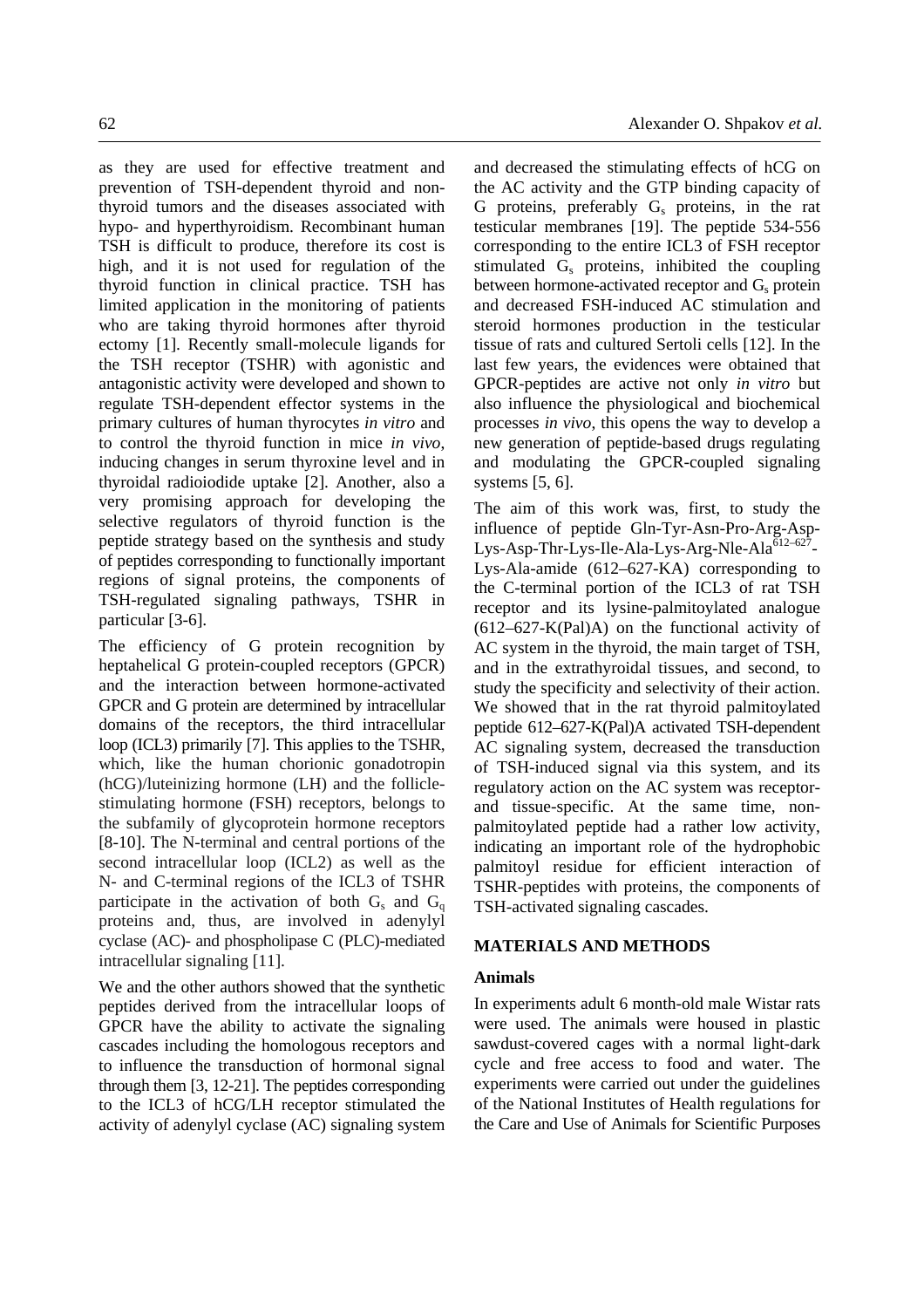as they are used for effective treatment and prevention of TSH-dependent thyroid and non-thyroid tumors and the diseases associated with hypo- and hyperthyroidism. Recombinant human TSH is difficult to produce, therefore its cost is high, and it is not used for regulation of the thyroid function in clinical practice. TSH has limited application in the monitoring of patients who are taking thyroid hormones after thyroid ectomy [1]. Recently small-molecule ligands for the TSH receptor (TSHR) with agonistic and antagonistic activity were developed and shown to regulate TSH-dependent effector systems in the primary cultures of human thyrocytes *in vitro* and to control the thyroid function in mice *in vivo*, inducing changes in serum thyroxine level and in thyroidal radioiodide uptake [2]. Another, also a very promising approach for developing the selective regulators of thyroid function is the peptide strategy based on the synthesis and study of peptides corresponding to functionally important regions of signal proteins, the components of TSH-regulated signaling pathways, TSHR in particular [3-6].

The efficiency of G protein recognition by heptahelical G protein-coupled receptors (GPCR) and the interaction between hormone-activated GPCR and G protein are determined by intracellular domains of the receptors, the third intracellular loop (ICL3) primarily [7]. This applies to the TSHR, which, like the human chorionic gonadotropin (hCG)/luteinizing hormone (LH) and the follicle-stimulating hormone (FSH) receptors, belongs to the subfamily of glycoprotein hormone receptors [8-10]. The N-terminal and central portions of the second intracellular loop (ICL2) as well as the N- and C-terminal regions of the ICL3 of TSHR participate in the activation of both $G_s$ and $G_q$ proteins and, thus, are involved in adenylyl cyclase (AC)- and phospholipase C (PLC)-mediated intracellular signaling [11].

We and the other authors showed that the synthetic peptides derived from the intracellular loops of GPCR have the ability to activate the signaling cascades including the homologous receptors and to influence the transduction of hormonal signal through them [3, 12-21]. The peptides corresponding to the ICL3 of hCG/LH receptor stimulated the activity of adenylyl cyclase (AC) signaling system and decreased the stimulating effects of hCG on the AC activity and the GTP binding capacity of G proteins, preferably $G_s$ proteins, in the rat testicular membranes [19]. The peptide 534-556 corresponding to the entire ICL3 of FSH receptor stimulated $G_s$ proteins, inhibited the coupling between hormone-activated receptor and $G_s$ protein and decreased FSH-induced AC stimulation and steroid hormones production in the testicular tissue of rats and cultured Sertoli cells [12]. In the last few years, the evidences were obtained that GPCR-peptides are active not only *in vitro* but also influence the physiological and biochemical processes *in vivo*, this opens the way to develop a new generation of peptide-based drugs regulating and modulating the GPCR-coupled signaling systems [5, 6].

The aim of this work was, first, to study the influence of peptide Gln-Tyr-Asn-Pro-Arg-Asp-Lys-Asp-Thr-Lys-Ile-Ala-Lys-Arg-Nle-Ala$^{612–627}$-Lys-Ala-amide (612–627-KA) corresponding to the C-terminal portion of the ICL3 of rat TSH receptor and its lysine-palmitoylated analogue (612–627-K(Pal)A) on the functional activity of AC system in the thyroid, the main target of TSH, and in the extrathyroidal tissues, and second, to study the specificity and selectivity of their action. We showed that in the rat thyroid palmitoylated peptide 612–627-K(Pal)A activated TSH-dependent AC signaling system, decreased the transduction of TSH-induced signal via this system, and its regulatory action on the AC system was receptor- and tissue-specific. At the same time, non-palmitoylated peptide had a rather low activity, indicating an important role of the hydrophobic palmitoyl residue for efficient interaction of TSHR-peptides with proteins, the components of TSH-activated signaling cascades.

## MATERIALS AND METHODS

### Animals

In experiments adult 6 month-old male Wistar rats were used. The animals were housed in plastic sawdust-covered cages with a normal light-dark cycle and free access to food and water. The experiments were carried out under the guidelines of the National Institutes of Health regulations for the Care and Use of Animals for Scientific Purposes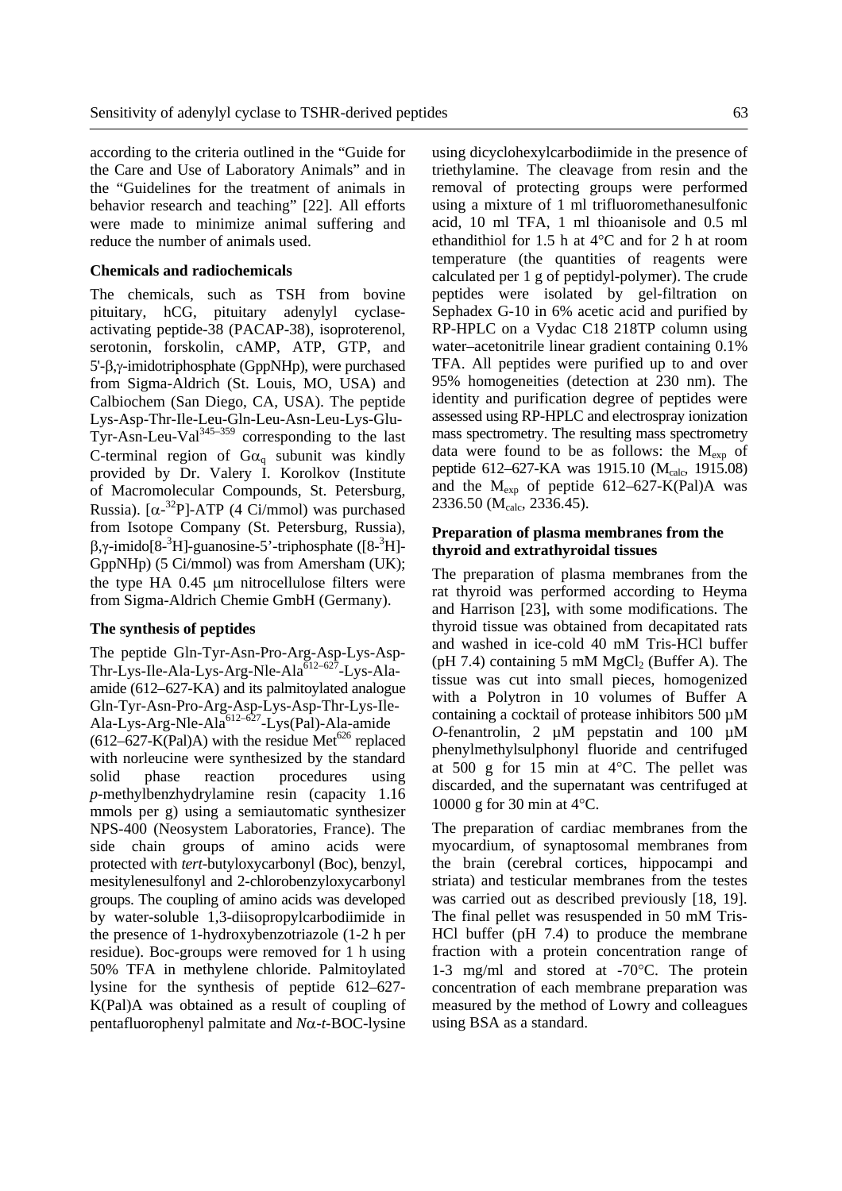according to the criteria outlined in the "Guide for the Care and Use of Laboratory Animals" and in the "Guidelines for the treatment of animals in behavior research and teaching" [22]. All efforts were made to minimize animal suffering and reduce the number of animals used.

### Chemicals and radiochemicals

The chemicals, such as TSH from bovine pituitary, hCG, pituitary adenylyl cyclase-activating peptide-38 (PACAP-38), isoproterenol, serotonin, forskolin, cAMP, ATP, GTP, and 5'-β,γ-imidotriphosphate (GppNHp), were purchased from Sigma-Aldrich (St. Louis, MO, USA) and Calbiochem (San Diego, CA, USA). The peptide Lys-Asp-Thr-Ile-Leu-Gln-Leu-Asn-Leu-Lys-Glu-Tyr-Asn-Leu-Val[345–359] corresponding to the last C-terminal region of $G\alpha_q$ subunit was kindly provided by Dr. Valery I. Korolkov (Institute of Macromolecular Compounds, St. Petersburg, Russia). [$\alpha$-$^{32}$P]-ATP (4 Ci/mmol) was purchased from Isotope Company (St. Petersburg, Russia), β,γ-imido[8-$^{3}$H]-guanosine-5'-triphosphate ([8-$^{3}$H]-GppNHp) (5 Ci/mmol) was from Amersham (UK); the type HA 0.45 μm nitrocellulose filters were from Sigma-Aldrich Chemie GmbH (Germany).

### The synthesis of peptides

The peptide Gln-Tyr-Asn-Pro-Arg-Asp-Lys-Asp-Thr-Lys-Ile-Ala-Lys-Arg-Nle-Ala[612–627]-Lys-Ala-amide (612–627-KA) and its palmitoylated analogue Gln-Tyr-Asn-Pro-Arg-Asp-Lys-Asp-Thr-Lys-Ile-Ala-Lys-Arg-Nle-Ala[612–627]-Lys(Pal)-Ala-amide (612–627-K(Pal)A) with the residue Met[626] replaced with norleucine were synthesized by the standard solid phase reaction procedures using *p*-methylbenzhydrylamine resin (capacity 1.16 mmols per g) using a semiautomatic synthesizer NPS-400 (Neosystem Laboratories, France). The side chain groups of amino acids were protected with *tert*-butyloxycarbonyl (Boc), benzyl, mesitylenesulfonyl and 2-chlorobenzyloxycarbonyl groups. The coupling of amino acids was developed by water-soluble 1,3-diisopropylcarbodiimide in the presence of 1-hydroxybenzotriazole (1-2 h per residue). Boc-groups were removed for 1 h using 50% TFA in methylene chloride. Palmitoylated lysine for the synthesis of peptide 612–627-K(Pal)A was obtained as a result of coupling of pentafluorophenyl palmitate and *N*α-*t*-BOC-lysine using dicyclohexylcarbodiimide in the presence of triethylamine. The cleavage from resin and the removal of protecting groups were performed using a mixture of 1 ml trifluoromethanesulfonic acid, 10 ml TFA, 1 ml thioanisole and 0.5 ml ethandithiol for 1.5 h at 4°C and for 2 h at room temperature (the quantities of reagents were calculated per 1 g of peptidyl-polymer). The crude peptides were isolated by gel-filtration on Sephadex G-10 in 6% acetic acid and purified by RP-HPLC on a Vydac C18 218TP column using water–acetonitrile linear gradient containing 0.1% TFA. All peptides were purified up to and over 95% homogeneities (detection at 230 nm). The identity and purification degree of peptides were assessed using RP-HPLC and electrospray ionization mass spectrometry. The resulting mass spectrometry data were found to be as follows: the $M_{exp}$ of peptide 612–627-KA was 1915.10 ($M_{calc}$, 1915.08) and the $M_{exp}$ of peptide 612–627-K(Pal)A was 2336.50 ($M_{calc}$, 2336.45).

### Preparation of plasma membranes from the thyroid and extrathyroidal tissues

The preparation of plasma membranes from the rat thyroid was performed according to Heyma and Harrison [23], with some modifications. The thyroid tissue was obtained from decapitated rats and washed in ice-cold 40 mM Tris-HCl buffer (pH 7.4) containing 5 mM $MgCl_2$ (Buffer A). The tissue was cut into small pieces, homogenized with a Polytron in 10 volumes of Buffer A containing a cocktail of protease inhibitors 500 µM *O*-fenantrolin, 2 µM pepstatin and 100 µM phenylmethylsulphonyl fluoride and centrifuged at 500 g for 15 min at 4°C. The pellet was discarded, and the supernatant was centrifuged at 10000 g for 30 min at 4°C.

The preparation of cardiac membranes from the myocardium, of synaptosomal membranes from the brain (cerebral cortices, hippocampi and striata) and testicular membranes from the testes was carried out as described previously [18, 19]. The final pellet was resuspended in 50 mM Tris-HCl buffer (pH 7.4) to produce the membrane fraction with a protein concentration range of 1-3 mg/ml and stored at -70°C. The protein concentration of each membrane preparation was measured by the method of Lowry and colleagues using BSA as a standard.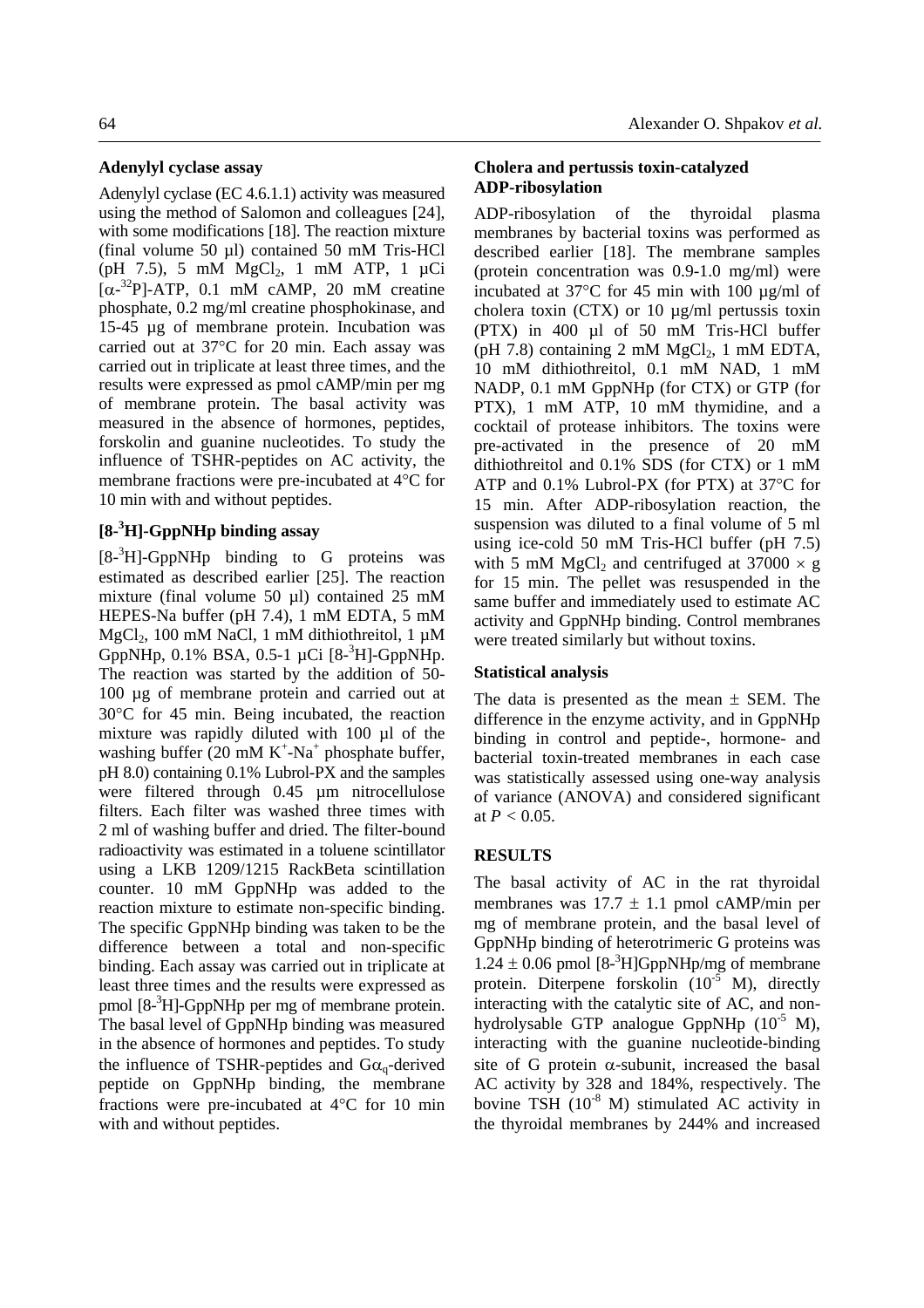### Adenylyl cyclase assay

Adenylyl cyclase (EC 4.6.1.1) activity was measured using the method of Salomon and colleagues [24], with some modifications [18]. The reaction mixture (final volume 50 µl) contained 50 mM Tris-HCl (pH 7.5), 5 mM $MgCl_2$, 1 mM ATP, 1 µCi [$\alpha$-$^{32}$P]-ATP, 0.1 mM cAMP, 20 mM creatine phosphate, 0.2 mg/ml creatine phosphokinase, and 15-45 µg of membrane protein. Incubation was carried out at 37°C for 20 min. Each assay was carried out in triplicate at least three times, and the results were expressed as pmol cAMP/min per mg of membrane protein. The basal activity was measured in the absence of hormones, peptides, forskolin and guanine nucleotides. To study the influence of TSHR-peptides on AC activity, the membrane fractions were pre-incubated at 4°C for 10 min with and without peptides.

### [8-$^3$H]-GppNHp binding assay

[8-$^3$H]-GppNHp binding to G proteins was estimated as described earlier [25]. The reaction mixture (final volume 50 µl) contained 25 mM HEPES-Na buffer (pH 7.4), 1 mM EDTA, 5 mM $MgCl_2$, 100 mM NaCl, 1 mM dithiothreitol, 1 µM GppNHp, 0.1% BSA, 0.5-1 µCi [8-$^3$H]-GppNHp. The reaction was started by the addition of 50-100 µg of membrane protein and carried out at 30°C for 45 min. Being incubated, the reaction mixture was rapidly diluted with 100 µl of the washing buffer (20 mM $K^+$-$Na^+$ phosphate buffer, pH 8.0) containing 0.1% Lubrol-PX and the samples were filtered through 0.45 µm nitrocellulose filters. Each filter was washed three times with 2 ml of washing buffer and dried. The filter-bound radioactivity was estimated in a toluene scintillator using a LKB 1209/1215 RackBeta scintillation counter. 10 mM GppNHp was added to the reaction mixture to estimate non-specific binding. The specific GppNHp binding was taken to be the difference between a total and non-specific binding. Each assay was carried out in triplicate at least three times and the results were expressed as pmol [8-$^3$H]-GppNHp per mg of membrane protein. The basal level of GppNHp binding was measured in the absence of hormones and peptides. To study the influence of TSHR-peptides and $G\alpha_q$-derived peptide on GppNHp binding, the membrane fractions were pre-incubated at 4°C for 10 min with and without peptides.

### Cholera and pertussis toxin-catalyzed ADP-ribosylation

ADP-ribosylation of the thyroidal plasma membranes by bacterial toxins was performed as described earlier [18]. The membrane samples (protein concentration was 0.9-1.0 mg/ml) were incubated at 37°C for 45 min with 100 µg/ml of cholera toxin (CTX) or 10 µg/ml pertussis toxin (PTX) in 400 µl of 50 mM Tris-HCl buffer (pH 7.8) containing 2 mM $MgCl_2$, 1 mM EDTA, 10 mM dithiothreitol, 0.1 mM NAD, 1 mM NADP, 0.1 mM GppNHp (for CTX) or GTP (for PTX), 1 mM ATP, 10 mM thymidine, and a cocktail of protease inhibitors. The toxins were pre-activated in the presence of 20 mM dithiothreitol and 0.1% SDS (for CTX) or 1 mM ATP and 0.1% Lubrol-PX (for PTX) at 37°C for 15 min. After ADP-ribosylation reaction, the suspension was diluted to a final volume of 5 ml using ice-cold 50 mM Tris-HCl buffer (pH 7.5) with 5 mM $MgCl_2$ and centrifuged at 37000 × g for 15 min. The pellet was resuspended in the same buffer and immediately used to estimate AC activity and GppNHp binding. Control membranes were treated similarly but without toxins.

### Statistical analysis

The data is presented as the mean ± SEM. The difference in the enzyme activity, and in GppNHp binding in control and peptide-, hormone- and bacterial toxin-treated membranes in each case was statistically assessed using one-way analysis of variance (ANOVA) and considered significant at $P < 0.05$.

## RESULTS

The basal activity of AC in the rat thyroidal membranes was 17.7 ± 1.1 pmol cAMP/min per mg of membrane protein, and the basal level of GppNHp binding of heterotrimeric G proteins was 1.24 ± 0.06 pmol [8-$^3$H]GppNHp/mg of membrane protein. Diterpene forskolin ($10^{-5}$ M), directly interacting with the catalytic site of AC, and non-hydrolysable GTP analogue GppNHp ($10^{-5}$ M), interacting with the guanine nucleotide-binding site of G protein $\alpha$-subunit, increased the basal AC activity by 328 and 184%, respectively. The bovine TSH ($10^{-8}$ M) stimulated AC activity in the thyroidal membranes by 244% and increased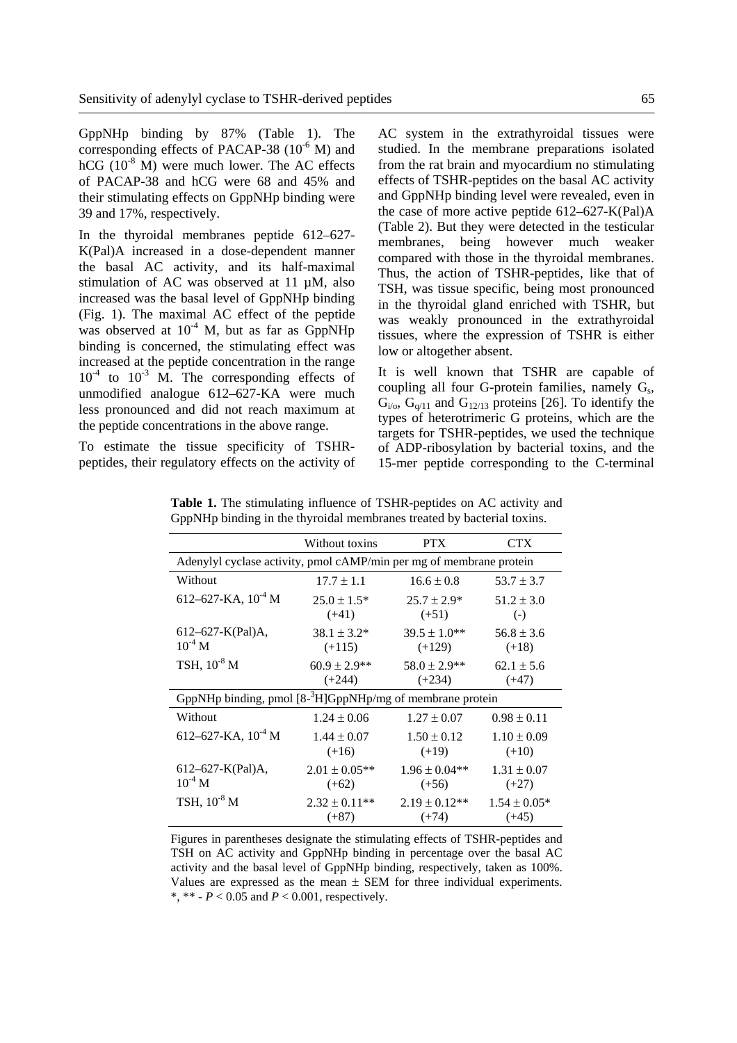GppNHp binding by 87% (Table 1). The corresponding effects of PACAP-38 ($10^{-6}$ M) and hCG ($10^{-8}$ M) were much lower. The AC effects of PACAP-38 and hCG were 68 and 45% and their stimulating effects on GppNHp binding were 39 and 17%, respectively.

In the thyroidal membranes peptide 612–627-K(Pal)A increased in a dose-dependent manner the basal AC activity, and its half-maximal stimulation of AC was observed at 11 µM, also increased was the basal level of GppNHp binding (Fig. 1). The maximal AC effect of the peptide was observed at $10^{-4}$ M, but as far as GppNHp binding is concerned, the stimulating effect was increased at the peptide concentration in the range $10^{-4}$ to $10^{-3}$ M. The corresponding effects of unmodified analogue 612–627-KA were much less pronounced and did not reach maximum at the peptide concentrations in the above range.

To estimate the tissue specificity of TSHR-peptides, their regulatory effects on the activity of AC system in the extrathyroidal tissues were studied. In the membrane preparations isolated from the rat brain and myocardium no stimulating effects of TSHR-peptides on the basal AC activity and GppNHp binding level were revealed, even in the case of more active peptide 612–627-K(Pal)A (Table 2). But they were detected in the testicular membranes, being however much weaker compared with those in the thyroidal membranes. Thus, the action of TSHR-peptides, like that of TSH, was tissue specific, being most pronounced in the thyroidal gland enriched with TSHR, but was weakly pronounced in the extrathyroidal tissues, where the expression of TSHR is either low or altogether absent.

It is well known that TSHR are capable of coupling all four G-protein families, namely $G_s$, $G_{i/o}$, $G_{q/11}$ and $G_{12/13}$ proteins [26]. To identify the types of heterotrimeric G proteins, which are the targets for TSHR-peptides, we used the technique of ADP-ribosylation by bacterial toxins, and the 15-mer peptide corresponding to the C-terminal

**Table 1.** The stimulating influence of TSHR-peptides on AC activity and GppNHp binding in the thyroidal membranes treated by bacterial toxins.

| | Without toxins | PTX | CTX |
|---|---|---|---|
| Adenylyl cyclase activity, pmol cAMP/min per mg of membrane protein | | | |
| Without | 17.7 ± 1.1 | 16.6 ± 0.8 | 53.7 ± 3.7 |
| 612–627-KA, $10^{-4}$ M | 25.0 ± 1.5* (+41) | 25.7 ± 2.9* (+51) | 51.2 ± 3.0 (-) |
| 612–627-K(Pal)A, $10^{-4}$ M | 38.1 ± 3.2* (+115) | 39.5 ± 1.0** (+129) | 56.8 ± 3.6 (+18) |
| TSH, $10^{-8}$ M | 60.9 ± 2.9** (+244) | 58.0 ± 2.9** (+234) | 62.1 ± 5.6 (+47) |
| GppNHp binding, pmol [8-$^3$H]GppNHp/mg of membrane protein | | | |
| Without | 1.24 ± 0.06 | 1.27 ± 0.07 | 0.98 ± 0.11 |
| 612–627-KA, $10^{-4}$ M | 1.44 ± 0.07 (+16) | 1.50 ± 0.12 (+19) | 1.10 ± 0.09 (+10) |
| 612–627-K(Pal)A, $10^{-4}$ M | 2.01 ± 0.05** (+62) | 1.96 ± 0.04** (+56) | 1.31 ± 0.07 (+27) |
| TSH, $10^{-8}$ M | 2.32 ± 0.11** (+87) | 2.19 ± 0.12** (+74) | 1.54 ± 0.05* (+45) |

Figures in parentheses designate the stimulating effects of TSHR-peptides and TSH on AC activity and GppNHp binding in percentage over the basal AC activity and the basal level of GppNHp binding, respectively, taken as 100%. Values are expressed as the mean ± SEM for three individual experiments. *, ** - $P < 0.05$ and $P < 0.001$, respectively.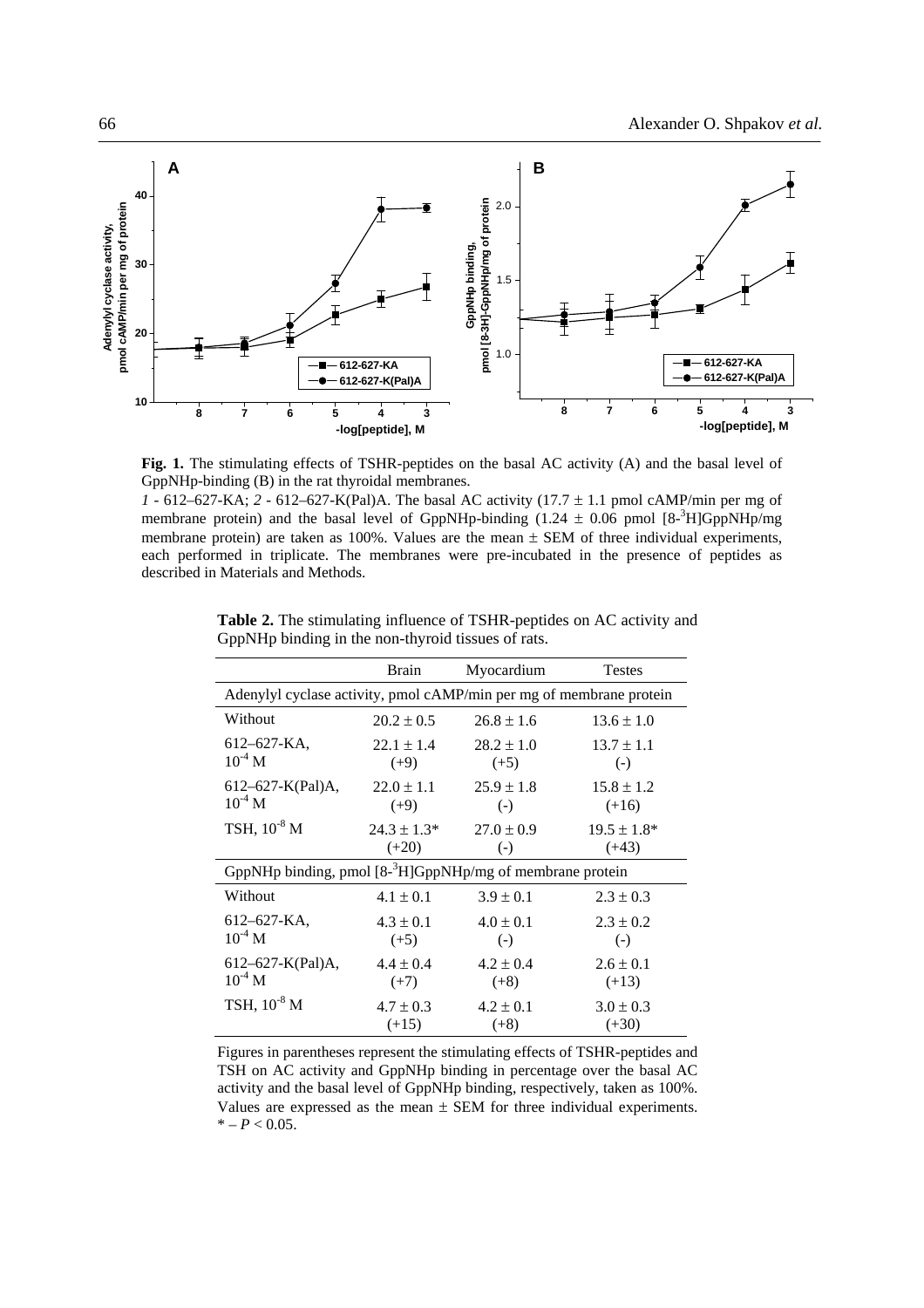**Fig. 1.** The stimulating effects of TSHR-peptides on the basal AC activity (A) and the basal level of GppNHp-binding (B) in the rat thyroidal membranes.

*1* - 612–627-KA; *2* - 612–627-K(Pal)A. The basal AC activity (17.7 ± 1.1 pmol cAMP/min per mg of membrane protein) and the basal level of GppNHp-binding (1.24 ± 0.06 pmol [8-$^{3}$H]GppNHp/mg membrane protein) are taken as 100%. Values are the mean ± SEM of three individual experiments, each performed in triplicate. The membranes were pre-incubated in the presence of peptides as described in Materials and Methods.

**Table 2.** The stimulating influence of TSHR-peptides on AC activity and GppNHp binding in the non-thyroid tissues of rats.

| | Brain | Myocardium | Testes |
|---|---|---|---|
| Adenylyl cyclase activity, pmol cAMP/min per mg of membrane protein | | | |
| Without | 20.2 ± 0.5 | 26.8 ± 1.6 | 13.6 ± 1.0 |
| 612–627-KA, $10^{-4}$ M | 22.1 ± 1.4 (+9) | 28.2 ± 1.0 (+5) | 13.7 ± 1.1 (-) |
| 612–627-K(Pal)A, $10^{-4}$ M | 22.0 ± 1.1 (+9) | 25.9 ± 1.8 (-) | 15.8 ± 1.2 (+16) |
| TSH, $10^{-8}$ M | 24.3 ± 1.3* (+20) | 27.0 ± 0.9 (-) | 19.5 ± 1.8* (+43) |
| GppNHp binding, pmol [8-$^{3}$H]GppNHp/mg of membrane protein | | | |
| Without | 4.1 ± 0.1 | 3.9 ± 0.1 | 2.3 ± 0.3 |
| 612–627-KA, $10^{-4}$ M | 4.3 ± 0.1 (+5) | 4.0 ± 0.1 (-) | 2.3 ± 0.2 (-) |
| 612–627-K(Pal)A, $10^{-4}$ M | 4.4 ± 0.4 (+7) | 4.2 ± 0.4 (+8) | 2.6 ± 0.1 (+13) |
| TSH, $10^{-8}$ M | 4.7 ± 0.3 (+15) | 4.2 ± 0.1 (+8) | 3.0 ± 0.3 (+30) |

Figures in parentheses represent the stimulating effects of TSHR-peptides and TSH on AC activity and GppNHp binding in percentage over the basal AC activity and the basal level of GppNHp binding, respectively, taken as 100%. Values are expressed as the mean ± SEM for three individual experiments. * – $P < 0.05$.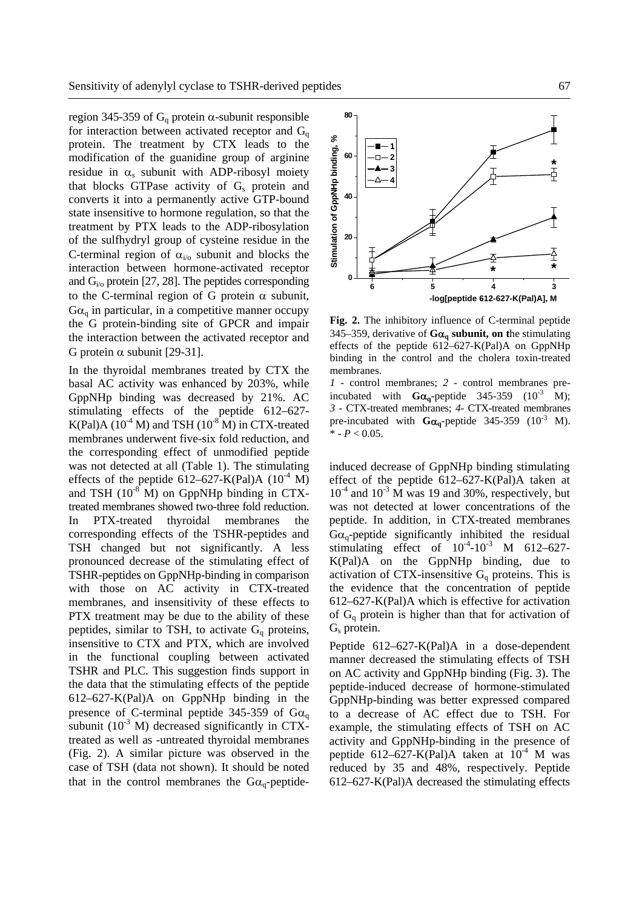region 345-359 of $G_q$ protein α-subunit responsible for interaction between activated receptor and $G_q$ protein. The treatment by CTX leads to the modification of the guanidine group of arginine residue in $\alpha_s$ subunit with ADP-ribosyl moiety that blocks GTPase activity of $G_s$ protein and converts it into a permanently active GTP-bound state insensitive to hormone regulation, so that the treatment by PTX leads to the ADP-ribosylation of the sulfhydryl group of cysteine residue in the C-terminal region of $\alpha_{i/o}$ subunit and blocks the interaction between hormone-activated receptor and $G_{i/o}$ protein [27, 28]. The peptides corresponding to the C-terminal region of G protein α subunit, $G\alpha_q$ in particular, in a competitive manner occupy the G protein-binding site of GPCR and impair the interaction between the activated receptor and G protein α subunit [29-31].

In the thyroidal membranes treated by CTX the basal AC activity was enhanced by 203%, while GppNHp binding was decreased by 21%. AC stimulating effects of the peptide 612–627-K(Pal)A ($10^{-4}$ M) and TSH ($10^{-8}$ M) in CTX-treated membranes underwent five-six fold reduction, and the corresponding effect of unmodified peptide was not detected at all (Table 1). The stimulating effects of the peptide 612–627-K(Pal)A ($10^{-4}$ M) and TSH ($10^{-8}$ M) on GppNHp binding in CTX-treated membranes showed two-three fold reduction. In PTX-treated thyroidal membranes the corresponding effects of the TSHR-peptides and TSH changed but not significantly. A less pronounced decrease of the stimulating effect of TSHR-peptides on GppNHp-binding in comparison with those on AC activity in CTX-treated membranes, and insensitivity of these effects to PTX treatment may be due to the ability of these peptides, similar to TSH, to activate $G_q$ proteins, insensitive to CTX and PTX, which are involved in the functional coupling between activated TSHR and PLC. This suggestion finds support in the data that the stimulating effects of the peptide 612–627-K(Pal)A on GppNHp binding in the presence of C-terminal peptide 345-359 of $G\alpha_q$ subunit ($10^{-3}$ M) decreased significantly in CTX-treated as well as -untreated thyroidal membranes (Fig. 2). A similar picture was observed in the case of TSH (data not shown). It should be noted that in the control membranes the $G\alpha_q$-peptide-induced decrease of GppNHp binding stimulating effect of the peptide 612–627-K(Pal)A taken at $10^{-4}$ and $10^{-3}$ M was 19 and 30%, respectively, but was not detected at lower concentrations of the peptide. In addition, in CTX-treated membranes $G\alpha_q$-peptide significantly inhibited the residual stimulating effect of $10^{-4}$-$10^{-3}$ M 612–627-K(Pal)A on the GppNHp binding, due to activation of CTX-insensitive $G_q$ proteins. This is the evidence that the concentration of peptide 612–627-K(Pal)A which is effective for activation of $G_q$ protein is higher than that for activation of $G_s$ protein.

**Fig. 2.** The inhibitory influence of C-terminal peptide 345–359, derivative of **$G\alpha_q$ subunit, on t**he stimulating effects of the peptide 612–627-K(Pal)A on GppNHp binding in the control and the cholera toxin-treated membranes.

*1* - control membranes; *2* - control membranes pre-incubated with **$G\alpha_q$**-peptide 345-359 ($10^{-3}$ M); *3* - CTX-treated membranes; *4*- CTX-treated membranes pre-incubated with **$G\alpha_q$**-peptide 345-359 ($10^{-3}$ M). * - $P < 0.05$.

Peptide 612–627-K(Pal)A in a dose-dependent manner decreased the stimulating effects of TSH on AC activity and GppNHp binding (Fig. 3). The peptide-induced decrease of hormone-stimulated GppNHp-binding was better expressed compared to a decrease of AC effect due to TSH. For example, the stimulating effects of TSH on AC activity and GppNHp-binding in the presence of peptide 612–627-K(Pal)A taken at $10^{-4}$ M was reduced by 35 and 48%, respectively. Peptide 612–627-K(Pal)A decreased the stimulating effects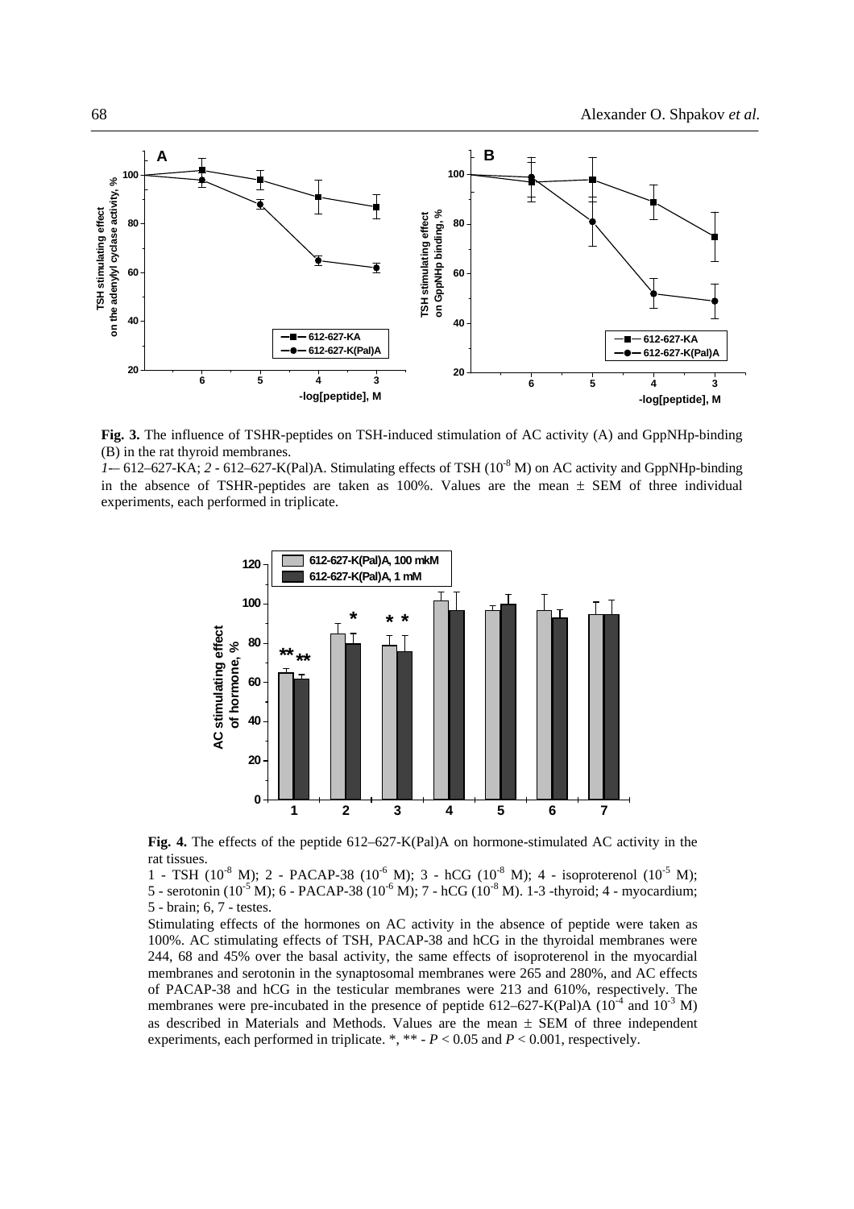**Fig. 3.** The influence of TSHR-peptides on TSH-induced stimulation of AC activity (A) and GppNHp-binding (B) in the rat thyroid membranes.

*1*— 612–627-KA; *2* - 612–627-K(Pal)A. Stimulating effects of TSH ($10^{-8}$ M) on AC activity and GppNHp-binding in the absence of TSHR-peptides are taken as 100%. Values are the mean ± SEM of three individual experiments, each performed in triplicate.

**Fig. 4.** The effects of the peptide 612–627-K(Pal)A on hormone-stimulated AC activity in the rat tissues.

1 - TSH ($10^{-8}$ M); 2 - PACAP-38 ($10^{-6}$ M); 3 - hCG ($10^{-8}$ M); 4 - isoproterenol ($10^{-5}$ M); 5 - serotonin ($10^{-5}$ M); 6 - PACAP-38 ($10^{-6}$ M); 7 - hCG ($10^{-8}$ M). 1-3 -thyroid; 4 - myocardium; 5 - brain; 6, 7 - testes.

Stimulating effects of the hormones on AC activity in the absence of peptide were taken as 100%. AC stimulating effects of TSH, PACAP-38 and hCG in the thyroidal membranes were 244, 68 and 45% over the basal activity, the same effects of isoproterenol in the myocardial membranes and serotonin in the synaptosomal membranes were 265 and 280%, and AC effects of PACAP-38 and hCG in the testicular membranes were 213 and 610%, respectively. The membranes were pre-incubated in the presence of peptide 612–627-K(Pal)A ($10^{-4}$ and $10^{-3}$ M) as described in Materials and Methods. Values are the mean ± SEM of three independent experiments, each performed in triplicate. *, ** - $P < 0.05$ and $P < 0.001$, respectively.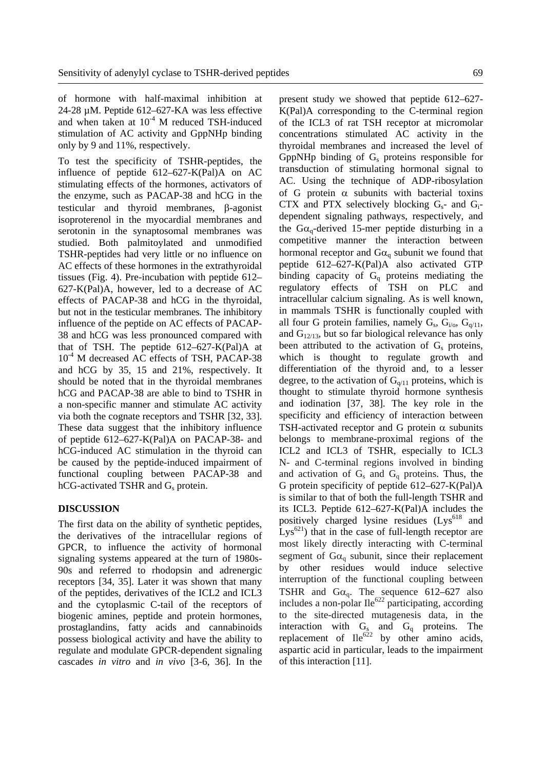of hormone with half-maximal inhibition at 24-28 μM. Peptide 612–627-KA was less effective and when taken at $10^{-4}$ M reduced TSH-induced stimulation of AC activity and GppNHp binding only by 9 and 11%, respectively.

To test the specificity of TSHR-peptides, the influence of peptide 612–627-K(Pal)A on AC stimulating effects of the hormones, activators of the enzyme, such as PACAP-38 and hCG in the testicular and thyroid membranes, β-agonist isoproterenol in the myocardial membranes and serotonin in the synaptosomal membranes was studied. Both palmitoylated and unmodified TSHR-peptides had very little or no influence on AC effects of these hormones in the extrathyroidal tissues (Fig. 4). Pre-incubation with peptide 612–627-K(Pal)A, however, led to a decrease of AC effects of PACAP-38 and hCG in the thyroidal, but not in the testicular membranes. The inhibitory influence of the peptide on AC effects of PACAP-38 and hCG was less pronounced compared with that of TSH. The peptide 612–627-K(Pal)A at $10^{-4}$ M decreased AC effects of TSH, PACAP-38 and hCG by 35, 15 and 21%, respectively. It should be noted that in the thyroidal membranes hCG and PACAP-38 are able to bind to TSHR in a non-specific manner and stimulate AC activity via both the cognate receptors and TSHR [32, 33]. These data suggest that the inhibitory influence of peptide 612–627-K(Pal)A on PACAP-38- and hCG-induced AC stimulation in the thyroid can be caused by the peptide-induced impairment of functional coupling between PACAP-38 and hCG-activated TSHR and $G_s$ protein.

## DISCUSSION

The first data on the ability of synthetic peptides, the derivatives of the intracellular regions of GPCR, to influence the activity of hormonal signaling systems appeared at the turn of 1980s-90s and referred to rhodopsin and adrenergic receptors [34, 35]. Later it was shown that many of the peptides, derivatives of the ICL2 and ICL3 and the cytoplasmic C-tail of the receptors of biogenic amines, peptide and protein hormones, prostaglandins, fatty acids and cannabinoids possess biological activity and have the ability to regulate and modulate GPCR-dependent signaling cascades *in vitro* and *in vivo* [3-6, 36]. In the present study we showed that peptide 612–627-K(Pal)A corresponding to the C-terminal region of the ICL3 of rat TSH receptor at micromolar concentrations stimulated AC activity in the thyroidal membranes and increased the level of GppNHp binding of $G_s$ proteins responsible for transduction of stimulating hormonal signal to AC. Using the technique of ADP-ribosylation of G protein α subunits with bacterial toxins CTX and PTX selectively blocking $G_s$- and $G_i$-dependent signaling pathways, respectively, and the $G\alpha_q$-derived 15-mer peptide disturbing in a competitive manner the interaction between hormonal receptor and $G\alpha_q$ subunit we found that peptide 612–627-K(Pal)A also activated GTP binding capacity of $G_q$ proteins mediating the regulatory effects of TSH on PLC and intracellular calcium signaling. As is well known, in mammals TSHR is functionally coupled with all four G protein families, namely $G_s$, $G_{i/o}$, $G_{q/11}$, and $G_{12/13}$, but so far biological relevance has only been attributed to the activation of $G_s$ proteins, which is thought to regulate growth and differentiation of the thyroid and, to a lesser degree, to the activation of $G_{q/11}$ proteins, which is thought to stimulate thyroid hormone synthesis and iodination [37, 38]. The key role in the specificity and efficiency of interaction between TSH-activated receptor and G protein α subunits belongs to membrane-proximal regions of the ICL2 and ICL3 of TSHR, especially to ICL3 N- and C-terminal regions involved in binding and activation of $G_s$ and $G_q$ proteins. Thus, the G protein specificity of peptide 612–627-K(Pal)A is similar to that of both the full-length TSHR and its ICL3. Peptide 612–627-K(Pal)A includes the positively charged lysine residues ($Lys^{618}$ and $Lys^{621}$) that in the case of full-length receptor are most likely directly interacting with C-terminal segment of $G\alpha_q$ subunit, since their replacement by other residues would induce selective interruption of the functional coupling between TSHR and $G\alpha_q$. The sequence 612–627 also includes a non-polar $Ile^{622}$ participating, according to the site-directed mutagenesis data, in the interaction with $G_s$ and $G_q$ proteins. The replacement of $Ile^{622}$ by other amino acids, aspartic acid in particular, leads to the impairment of this interaction [11].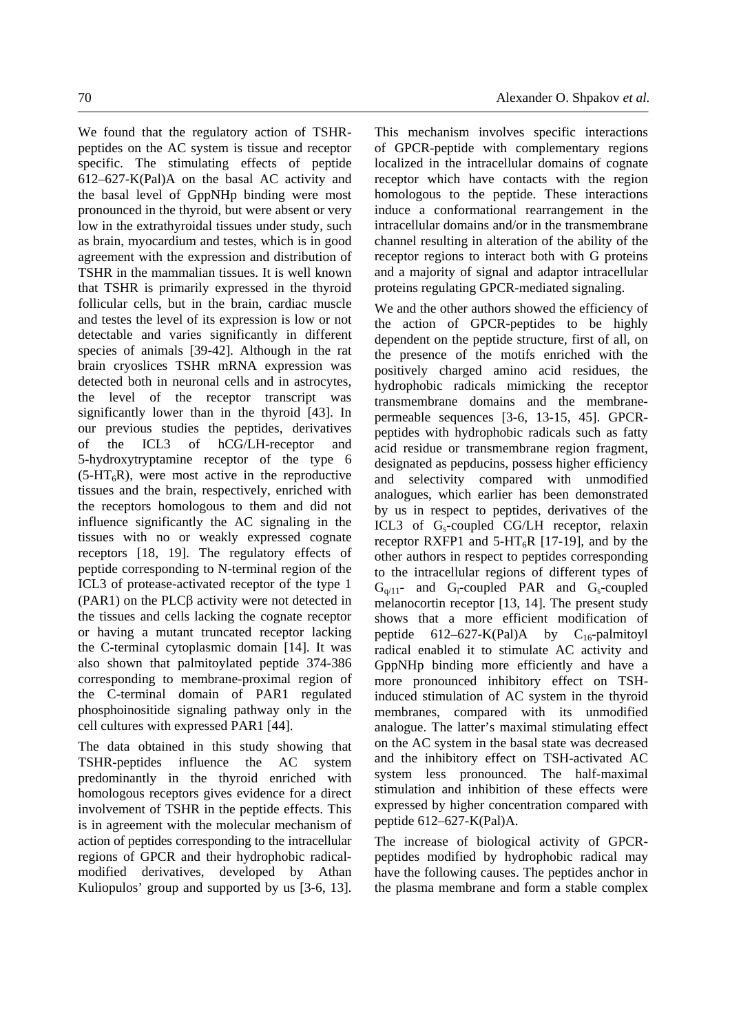We found that the regulatory action of TSHR-peptides on the AC system is tissue and receptor specific. The stimulating effects of peptide 612–627-K(Pal)A on the basal AC activity and the basal level of GppNHp binding were most pronounced in the thyroid, but were absent or very low in the extrathyroidal tissues under study, such as brain, myocardium and testes, which is in good agreement with the expression and distribution of TSHR in the mammalian tissues. It is well known that TSHR is primarily expressed in the thyroid follicular cells, but in the brain, cardiac muscle and testes the level of its expression is low or not detectable and varies significantly in different species of animals [39-42]. Although in the rat brain cryoslices TSHR mRNA expression was detected both in neuronal cells and in astrocytes, the level of the receptor transcript was significantly lower than in the thyroid [43]. In our previous studies the peptides, derivatives of the ICL3 of hCG/LH-receptor and 5-hydroxytryptamine receptor of the type 6 (5-$HT_6$R), were most active in the reproductive tissues and the brain, respectively, enriched with the receptors homologous to them and did not influence significantly the AC signaling in the tissues with no or weakly expressed cognate receptors [18, 19]. The regulatory effects of peptide corresponding to N-terminal region of the ICL3 of protease-activated receptor of the type 1 (PAR1) on the PLCβ activity were not detected in the tissues and cells lacking the cognate receptor or having a mutant truncated receptor lacking the C-terminal cytoplasmic domain [14]. It was also shown that palmitoylated peptide 374-386 corresponding to membrane-proximal region of the C-terminal domain of PAR1 regulated phosphoinositide signaling pathway only in the cell cultures with expressed PAR1 [44].

The data obtained in this study showing that TSHR-peptides influence the AC system predominantly in the thyroid enriched with homologous receptors gives evidence for a direct involvement of TSHR in the peptide effects. This is in agreement with the molecular mechanism of action of peptides corresponding to the intracellular regions of GPCR and their hydrophobic radical-modified derivatives, developed by Athan Kuliopulos' group and supported by us [3-6, 13]. This mechanism involves specific interactions of GPCR-peptide with complementary regions localized in the intracellular domains of cognate receptor which have contacts with the region homologous to the peptide. These interactions induce a conformational rearrangement in the intracellular domains and/or in the transmembrane channel resulting in alteration of the ability of the receptor regions to interact both with G proteins and a majority of signal and adaptor intracellular proteins regulating GPCR-mediated signaling.

We and the other authors showed the efficiency of the action of GPCR-peptides to be highly dependent on the peptide structure, first of all, on the presence of the motifs enriched with the positively charged amino acid residues, the hydrophobic radicals mimicking the receptor transmembrane domains and the membrane-permeable sequences [3-6, 13-15, 45]. GPCR-peptides with hydrophobic radicals such as fatty acid residue or transmembrane region fragment, designated as pepducins, possess higher efficiency and selectivity compared with unmodified analogues, which earlier has been demonstrated by us in respect to peptides, derivatives of the ICL3 of $G_s$-coupled CG/LH receptor, relaxin receptor RXFP1 and 5-$HT_6$R [17-19], and by the other authors in respect to peptides corresponding to the intracellular regions of different types of $G_{q/11}$- and $G_i$-coupled PAR and $G_s$-coupled melanocortin receptor [13, 14]. The present study shows that a more efficient modification of peptide 612–627-K(Pal)A by $C_{16}$-palmitoyl radical enabled it to stimulate AC activity and GppNHp binding more efficiently and have a more pronounced inhibitory effect on TSH-induced stimulation of AC system in the thyroid membranes, compared with its unmodified analogue. The latter's maximal stimulating effect on the AC system in the basal state was decreased and the inhibitory effect on TSH-activated AC system less pronounced. The half-maximal stimulation and inhibition of these effects were expressed by higher concentration compared with peptide 612–627-K(Pal)A.

The increase of biological activity of GPCR-peptides modified by hydrophobic radical may have the following causes. The peptides anchor in the plasma membrane and form a stable complex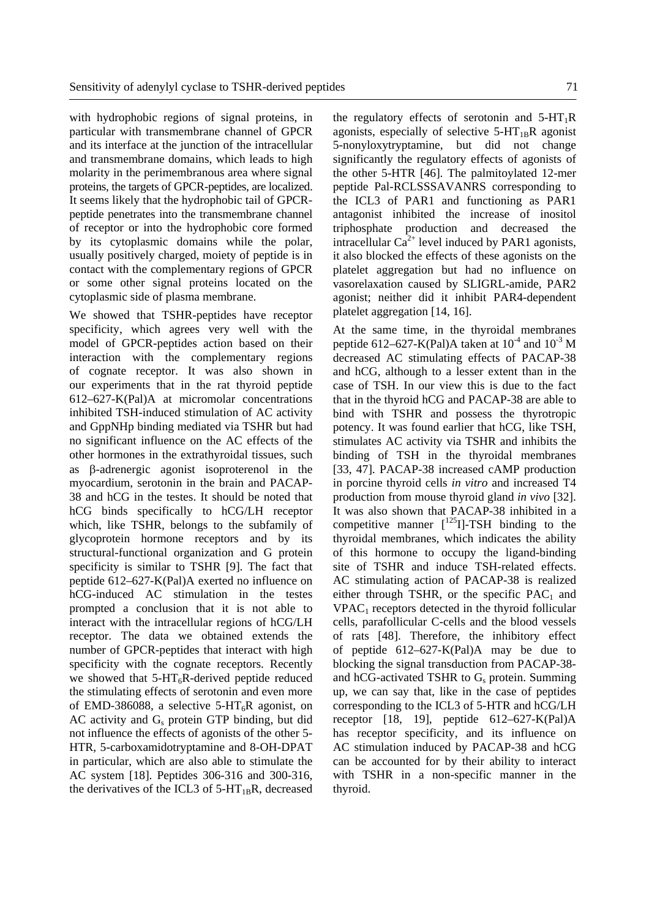with hydrophobic regions of signal proteins, in particular with transmembrane channel of GPCR and its interface at the junction of the intracellular and transmembrane domains, which leads to high molarity in the perimembranous area where signal proteins, the targets of GPCR-peptides, are localized. It seems likely that the hydrophobic tail of GPCR-peptide penetrates into the transmembrane channel of receptor or into the hydrophobic core formed by its cytoplasmic domains while the polar, usually positively charged, moiety of peptide is in contact with the complementary regions of GPCR or some other signal proteins located on the cytoplasmic side of plasma membrane.

We showed that TSHR-peptides have receptor specificity, which agrees very well with the model of GPCR-peptides action based on their interaction with the complementary regions of cognate receptor. It was also shown in our experiments that in the rat thyroid peptide 612–627-K(Pal)A at micromolar concentrations inhibited TSH-induced stimulation of AC activity and GppNHp binding mediated via TSHR but had no significant influence on the AC effects of the other hormones in the extrathyroidal tissues, such as β-adrenergic agonist isoproterenol in the myocardium, serotonin in the brain and PACAP-38 and hCG in the testes. It should be noted that hCG binds specifically to hCG/LH receptor which, like TSHR, belongs to the subfamily of glycoprotein hormone receptors and by its structural-functional organization and G protein specificity is similar to TSHR [9]. The fact that peptide 612–627-K(Pal)A exerted no influence on hCG-induced AC stimulation in the testes prompted a conclusion that it is not able to interact with the intracellular regions of hCG/LH receptor. The data we obtained extends the number of GPCR-peptides that interact with high specificity with the cognate receptors. Recently we showed that 5-$HT_6$R-derived peptide reduced the stimulating effects of serotonin and even more of EMD-386088, a selective 5-$HT_6$R agonist, on AC activity and $G_s$ protein GTP binding, but did not influence the effects of agonists of the other 5-HTR, 5-carboxamidotryptamine and 8-OH-DPAT in particular, which are also able to stimulate the AC system [18]. Peptides 306-316 and 300-316, the derivatives of the ICL3 of 5-$HT_{1B}$R, decreased the regulatory effects of serotonin and 5-$HT_1$R agonists, especially of selective 5-$HT_{1B}$R agonist 5-nonyloxytryptamine, but did not change significantly the regulatory effects of agonists of the other 5-HTR [46]. The palmitoylated 12-mer peptide Pal-RCLSSSAVANRS corresponding to the ICL3 of PAR1 and functioning as PAR1 antagonist inhibited the increase of inositol triphosphate production and decreased the intracellular $Ca^{2+}$ level induced by PAR1 agonists, it also blocked the effects of these agonists on the platelet aggregation but had no influence on vasorelaxation caused by SLIGRL-amide, PAR2 agonist; neither did it inhibit PAR4-dependent platelet aggregation [14, 16].

At the same time, in the thyroidal membranes peptide 612–627-K(Pal)A taken at $10^{-4}$ and $10^{-3}$ M decreased AC stimulating effects of PACAP-38 and hCG, although to a lesser extent than in the case of TSH. In our view this is due to the fact that in the thyroid hCG and PACAP-38 are able to bind with TSHR and possess the thyrotropic potency. It was found earlier that hCG, like TSH, stimulates AC activity via TSHR and inhibits the binding of TSH in the thyroidal membranes [33, 47]. PACAP-38 increased cAMP production in porcine thyroid cells *in vitro* and increased T4 production from mouse thyroid gland *in vivo* [32]. It was also shown that PACAP-38 inhibited in a competitive manner [$^{125}$I]-TSH binding to the thyroidal membranes, which indicates the ability of this hormone to occupy the ligand-binding site of TSHR and induce TSH-related effects. AC stimulating action of PACAP-38 is realized either through TSHR, or the specific $PAC_1$ and $VPAC_1$ receptors detected in the thyroid follicular cells, parafollicular C-cells and the blood vessels of rats [48]. Therefore, the inhibitory effect of peptide 612–627-K(Pal)A may be due to blocking the signal transduction from PACAP-38- and hCG-activated TSHR to $G_s$ protein. Summing up, we can say that, like in the case of peptides corresponding to the ICL3 of 5-HTR and hCG/LH receptor [18, 19], peptide 612–627-K(Pal)A has receptor specificity, and its influence on AC stimulation induced by PACAP-38 and hCG can be accounted for by their ability to interact with TSHR in a non-specific manner in the thyroid.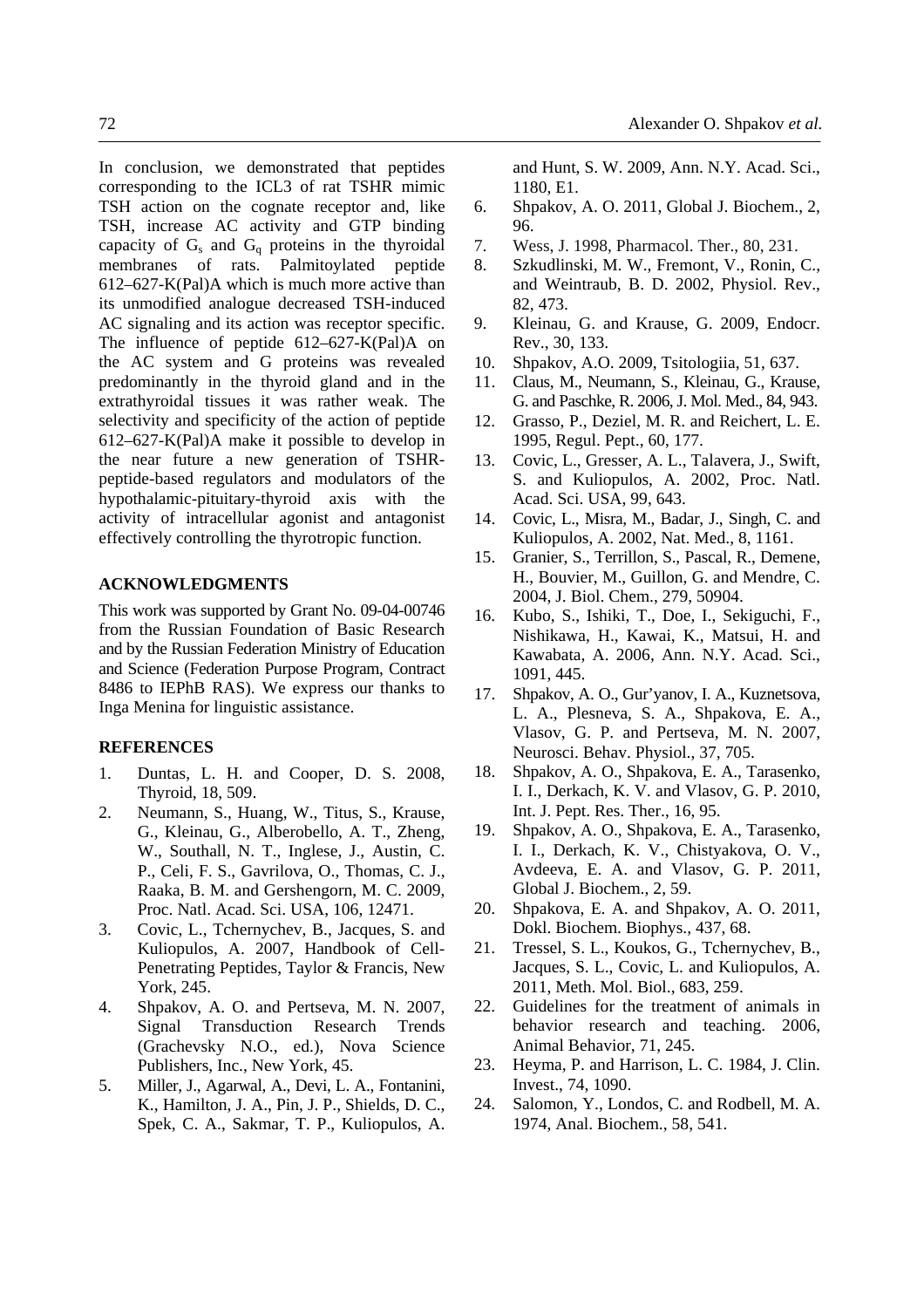In conclusion, we demonstrated that peptides corresponding to the ICL3 of rat TSHR mimic TSH action on the cognate receptor and, like TSH, increase AC activity and GTP binding capacity of $G_s$ and $G_q$ proteins in the thyroidal membranes of rats. Palmitoylated peptide 612–627-K(Pal)A which is much more active than its unmodified analogue decreased TSH-induced AC signaling and its action was receptor specific. The influence of peptide 612–627-K(Pal)A on the AC system and G proteins was revealed predominantly in the thyroid gland and in the extrathyroidal tissues it was rather weak. The selectivity and specificity of the action of peptide 612–627-K(Pal)A make it possible to develop in the near future a new generation of TSHR-peptide-based regulators and modulators of the hypothalamic-pituitary-thyroid axis with the activity of intracellular agonist and antagonist effectively controlling the thyrotropic function.

## ACKNOWLEDGMENTS

This work was supported by Grant No. 09-04-00746 from the Russian Foundation of Basic Research and by the Russian Federation Ministry of Education and Science (Federation Purpose Program, Contract 8486 to IEPhB RAS). We express our thanks to Inga Menina for linguistic assistance.

## REFERENCES

1. Duntas, L. H. and Cooper, D. S. 2008, Thyroid, 18, 509.
2. Neumann, S., Huang, W., Titus, S., Krause, G., Kleinau, G., Alberobello, A. T., Zheng, W., Southall, N. T., Inglese, J., Austin, C. P., Celi, F. S., Gavrilova, O., Thomas, C. J., Raaka, B. M. and Gershengorn, M. C. 2009, Proc. Natl. Acad. Sci. USA, 106, 12471.
3. Covic, L., Tchernychev, B., Jacques, S. and Kuliopulos, A. 2007, Handbook of Cell-Penetrating Peptides, Taylor & Francis, New York, 245.
4. Shpakov, A. O. and Pertseva, M. N. 2007, Signal Transduction Research Trends (Grachevsky N.O., ed.), Nova Science Publishers, Inc., New York, 45.
5. Miller, J., Agarwal, A., Devi, L. A., Fontanini, K., Hamilton, J. A., Pin, J. P., Shields, D. C., Spek, C. A., Sakmar, T. P., Kuliopulos, A. and Hunt, S. W. 2009, Ann. N.Y. Acad. Sci., 1180, E1.
6. Shpakov, A. O. 2011, Global J. Biochem., 2, 96.
7. Wess, J. 1998, Pharmacol. Ther., 80, 231.
8. Szkudlinski, M. W., Fremont, V., Ronin, C., and Weintraub, B. D. 2002, Physiol. Rev., 82, 473.
9. Kleinau, G. and Krause, G. 2009, Endocr. Rev., 30, 133.
10. Shpakov, A.O. 2009, Tsitologiia, 51, 637.
11. Claus, M., Neumann, S., Kleinau, G., Krause, G. and Paschke, R. 2006, J. Mol. Med., 84, 943.
12. Grasso, P., Deziel, M. R. and Reichert, L. E. 1995, Regul. Pept., 60, 177.
13. Covic, L., Gresser, A. L., Talavera, J., Swift, S. and Kuliopulos, A. 2002, Proc. Natl. Acad. Sci. USA, 99, 643.
14. Covic, L., Misra, M., Badar, J., Singh, C. and Kuliopulos, A. 2002, Nat. Med., 8, 1161.
15. Granier, S., Terrillon, S., Pascal, R., Demene, H., Bouvier, M., Guillon, G. and Mendre, C. 2004, J. Biol. Chem., 279, 50904.
16. Kubo, S., Ishiki, T., Doe, I., Sekiguchi, F., Nishikawa, H., Kawai, K., Matsui, H. and Kawabata, A. 2006, Ann. N.Y. Acad. Sci., 1091, 445.
17. Shpakov, A. O., Gur'yanov, I. A., Kuznetsova, L. A., Plesneva, S. A., Shpakova, E. A., Vlasov, G. P. and Pertseva, M. N. 2007, Neurosci. Behav. Physiol., 37, 705.
18. Shpakov, A. O., Shpakova, E. A., Tarasenko, I. I., Derkach, K. V. and Vlasov, G. P. 2010, Int. J. Pept. Res. Ther., 16, 95.
19. Shpakov, A. O., Shpakova, E. A., Tarasenko, I. I., Derkach, K. V., Chistyakova, O. V., Avdeeva, E. A. and Vlasov, G. P. 2011, Global J. Biochem., 2, 59.
20. Shpakova, E. A. and Shpakov, A. O. 2011, Dokl. Biochem. Biophys., 437, 68.
21. Tressel, S. L., Koukos, G., Tchernychev, B., Jacques, S. L., Covic, L. and Kuliopulos, A. 2011, Meth. Mol. Biol., 683, 259.
22. Guidelines for the treatment of animals in behavior research and teaching. 2006, Animal Behavior, 71, 245.
23. Heyma, P. and Harrison, L. C. 1984, J. Clin. Invest., 74, 1090.
24. Salomon, Y., Londos, C. and Rodbell, M. A. 1974, Anal. Biochem., 58, 541.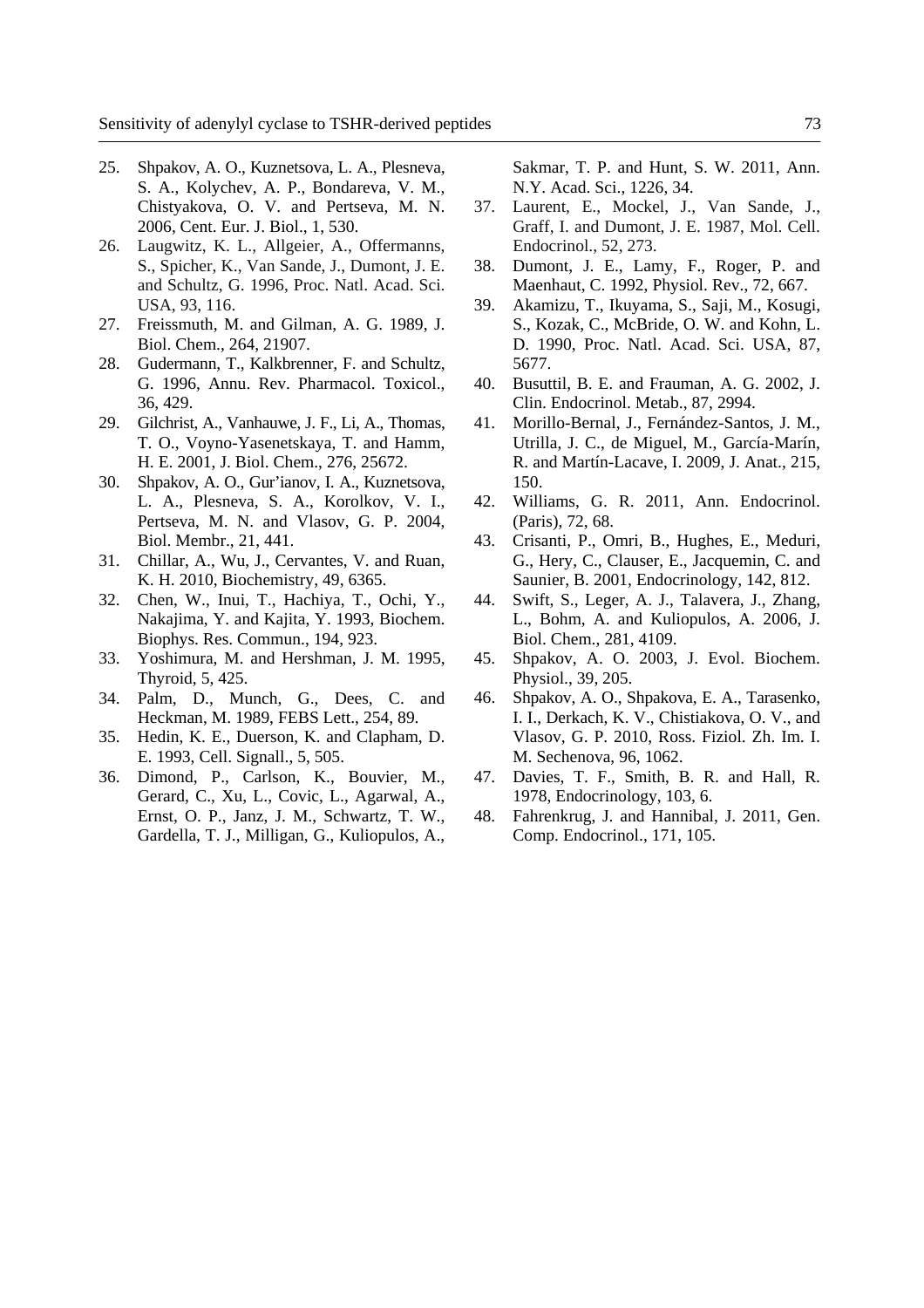25. Shpakov, A. O., Kuznetsova, L. A., Plesneva, S. A., Kolychev, A. P., Bondareva, V. M., Chistyakova, O. V. and Pertseva, M. N. 2006, Cent. Eur. J. Biol., 1, 530.
26. Laugwitz, K. L., Allgeier, A., Offermanns, S., Spicher, K., Van Sande, J., Dumont, J. E. and Schultz, G. 1996, Proc. Natl. Acad. Sci. USA, 93, 116.
27. Freissmuth, M. and Gilman, A. G. 1989, J. Biol. Chem., 264, 21907.
28. Gudermann, T., Kalkbrenner, F. and Schultz, G. 1996, Annu. Rev. Pharmacol. Toxicol., 36, 429.
29. Gilchrist, A., Vanhauwe, J. F., Li, A., Thomas, T. O., Voyno-Yasenetskaya, T. and Hamm, H. E. 2001, J. Biol. Chem., 276, 25672.
30. Shpakov, A. O., Gur'ianov, I. A., Kuznetsova, L. A., Plesneva, S. A., Korolkov, V. I., Pertseva, M. N. and Vlasov, G. P. 2004, Biol. Membr., 21, 441.
31. Chillar, A., Wu, J., Cervantes, V. and Ruan, K. H. 2010, Biochemistry, 49, 6365.
32. Chen, W., Inui, T., Hachiya, T., Ochi, Y., Nakajima, Y. and Kajita, Y. 1993, Biochem. Biophys. Res. Commun., 194, 923.
33. Yoshimura, M. and Hershman, J. M. 1995, Thyroid, 5, 425.
34. Palm, D., Munch, G., Dees, C. and Heckman, M. 1989, FEBS Lett., 254, 89.
35. Hedin, K. E., Duerson, K. and Clapham, D. E. 1993, Cell. Signall., 5, 505.
36. Dimond, P., Carlson, K., Bouvier, M., Gerard, C., Xu, L., Covic, L., Agarwal, A., Ernst, O. P., Janz, J. M., Schwartz, T. W., Gardella, T. J., Milligan, G., Kuliopulos, A., Sakmar, T. P. and Hunt, S. W. 2011, Ann. N.Y. Acad. Sci., 1226, 34.
37. Laurent, E., Mockel, J., Van Sande, J., Graff, I. and Dumont, J. E. 1987, Mol. Cell. Endocrinol., 52, 273.
38. Dumont, J. E., Lamy, F., Roger, P. and Maenhaut, C. 1992, Physiol. Rev., 72, 667.
39. Akamizu, T., Ikuyama, S., Saji, M., Kosugi, S., Kozak, C., McBride, O. W. and Kohn, L. D. 1990, Proc. Natl. Acad. Sci. USA, 87, 5677.
40. Busuttil, B. E. and Frauman, A. G. 2002, J. Clin. Endocrinol. Metab., 87, 2994.
41. Morillo-Bernal, J., Fernández-Santos, J. M., Utrilla, J. C., de Miguel, M., García-Marín, R. and Martín-Lacave, I. 2009, J. Anat., 215, 150.
42. Williams, G. R. 2011, Ann. Endocrinol. (Paris), 72, 68.
43. Crisanti, P., Omri, B., Hughes, E., Meduri, G., Hery, C., Clauser, E., Jacquemin, C. and Saunier, B. 2001, Endocrinology, 142, 812.
44. Swift, S., Leger, A. J., Talavera, J., Zhang, L., Bohm, A. and Kuliopulos, A. 2006, J. Biol. Chem., 281, 4109.
45. Shpakov, A. O. 2003, J. Evol. Biochem. Physiol., 39, 205.
46. Shpakov, A. O., Shpakova, E. A., Tarasenko, I. I., Derkach, K. V., Chistiakova, O. V., and Vlasov, G. P. 2010, Ross. Fiziol. Zh. Im. I. M. Sechenova, 96, 1062.
47. Davies, T. F., Smith, B. R. and Hall, R. 1978, Endocrinology, 103, 6.
48. Fahrenkrug, J. and Hannibal, J. 2011, Gen. Comp. Endocrinol., 171, 105.